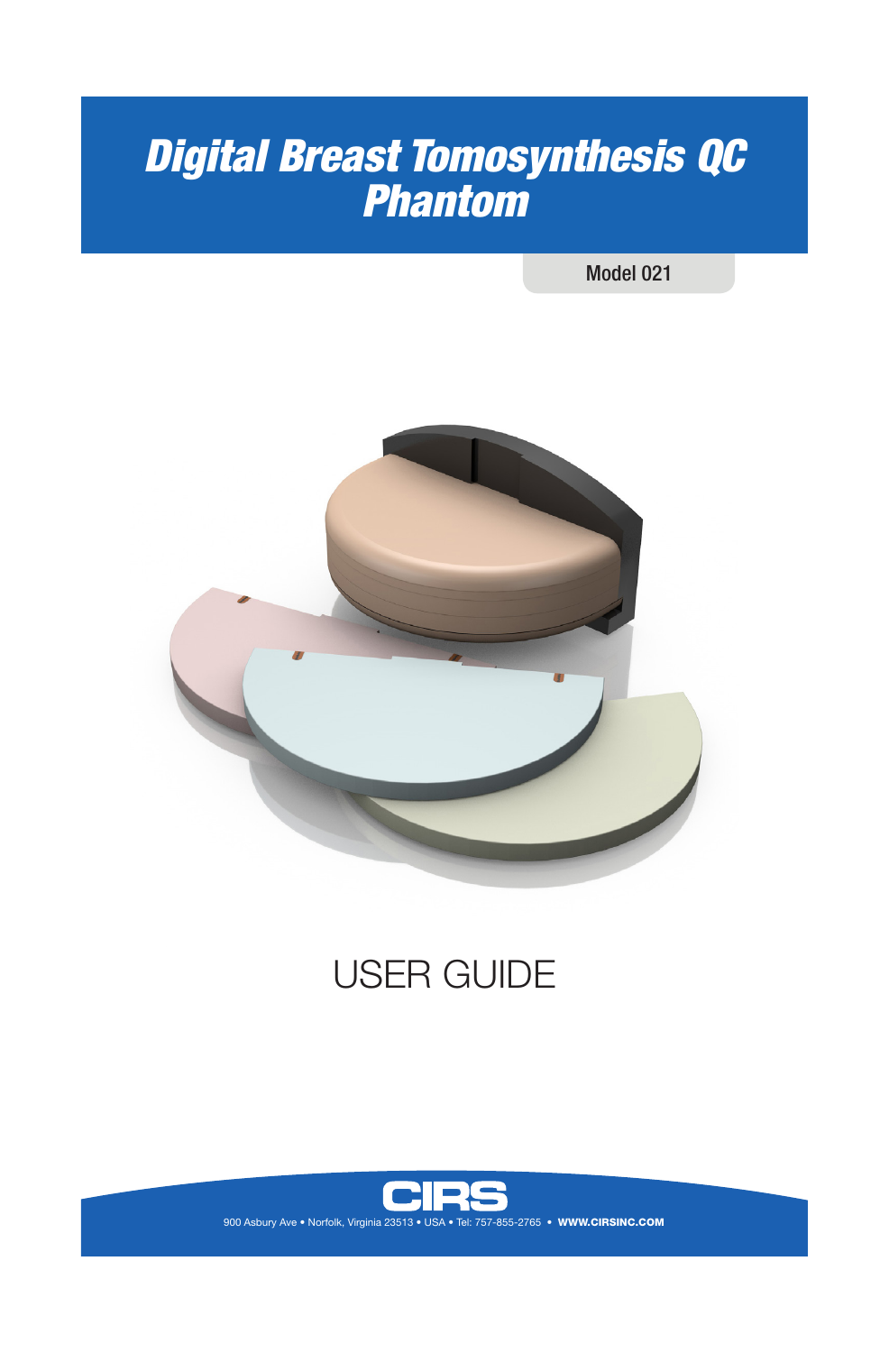# Digital Breast Tomosynthesis QC Phantom

Model 021

# USER GUIDE

CIRS

900 Asbury Ave • Norfolk, Virginia 23513 • USA • Tel: 757-855-2765 • **WWW.CIRSINC.COM**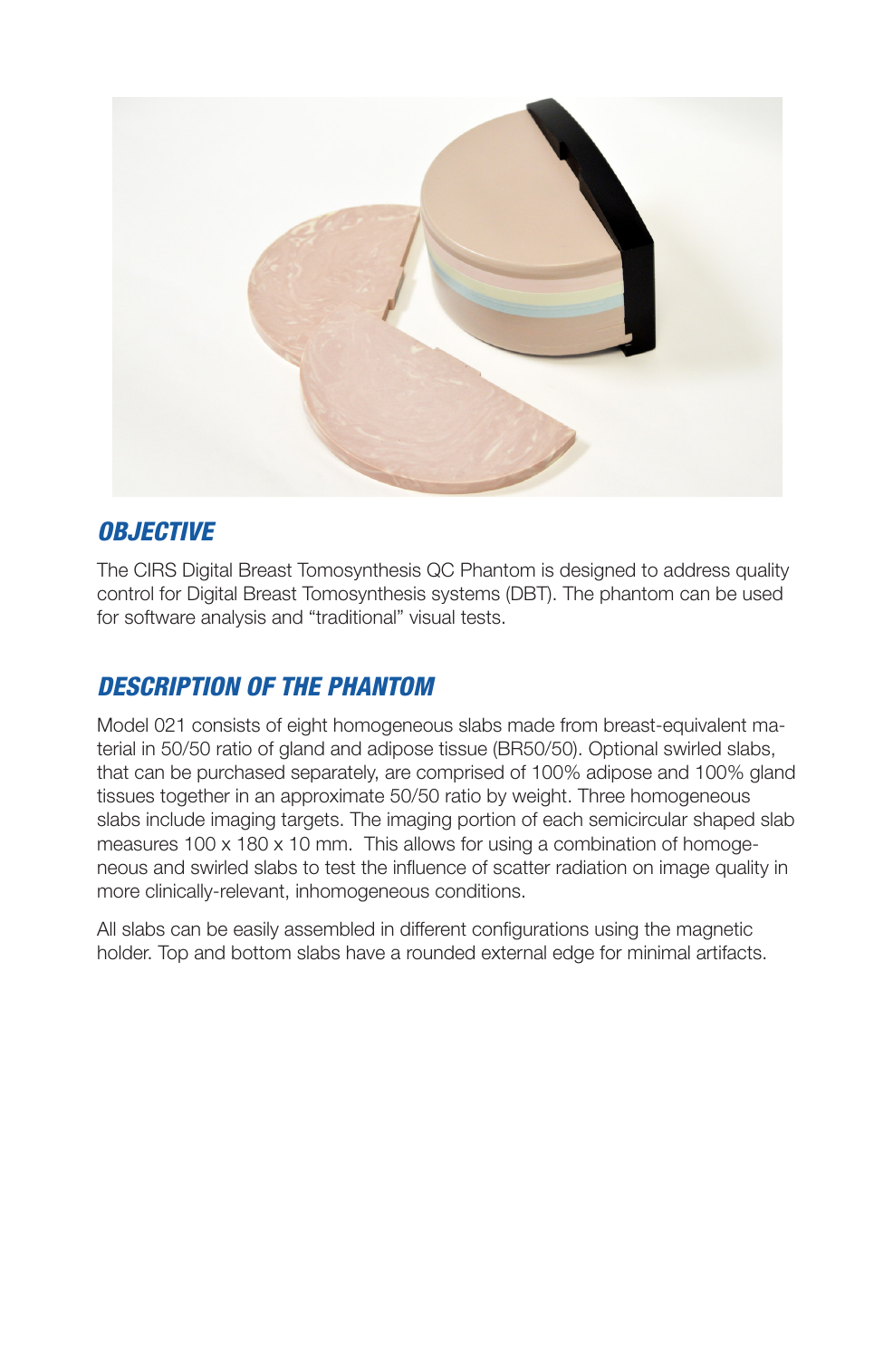## OBJECTIVE

The CIRS Digital Breast Tomosynthesis QC Phantom is designed to address quality control for Digital Breast Tomosynthesis systems (DBT). The phantom can be used for software analysis and "traditional" visual tests.

## DESCRIPTION OF THE PHANTOM

Model 021 consists of eight homogeneous slabs made from breast-equivalent material in 50/50 ratio of gland and adipose tissue (BR50/50). Optional swirled slabs, that can be purchased separately, are comprised of 100% adipose and 100% gland tissues together in an approximate 50/50 ratio by weight. Three homogeneous slabs include imaging targets. The imaging portion of each semicircular shaped slab measures 100 x 180 x 10 mm. This allows for using a combination of homogeneous and swirled slabs to test the influence of scatter radiation on image quality in more clinically-relevant, inhomogeneous conditions.

All slabs can be easily assembled in different configurations using the magnetic holder. Top and bottom slabs have a rounded external edge for minimal artifacts.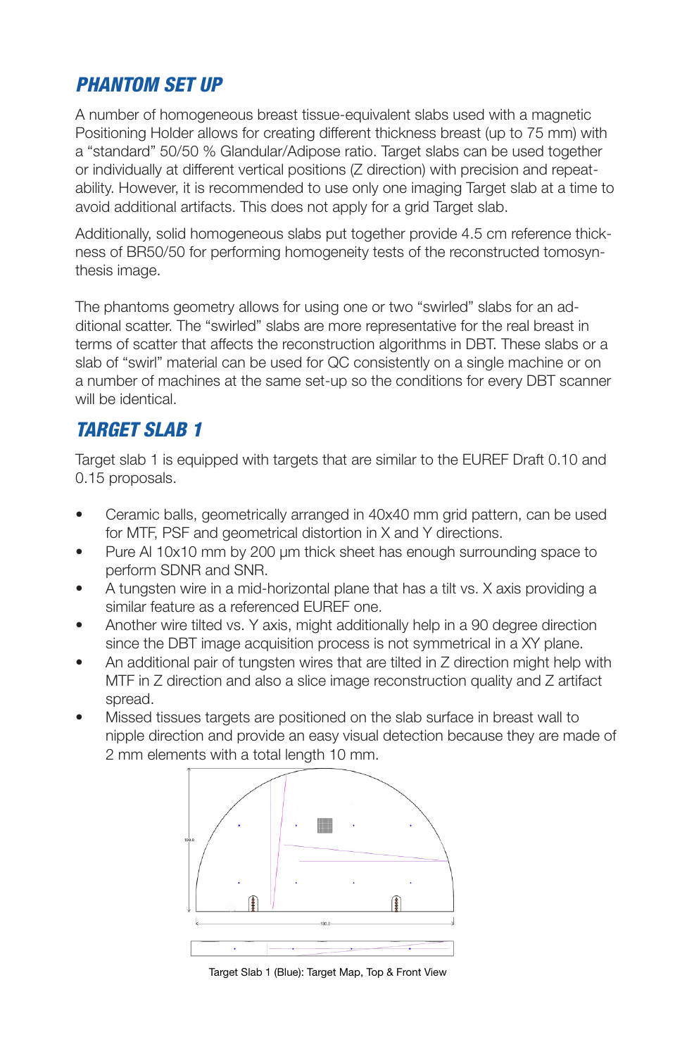## PHANTOM SET UP

A number of homogeneous breast tissue-equivalent slabs used with a magnetic Positioning Holder allows for creating different thickness breast (up to 75 mm) with a “standard” 50/50 % Glandular/Adipose ratio. Target slabs can be used together or individually at different vertical positions (Z direction) with precision and repeatability. However, it is recommended to use only one imaging Target slab at a time to avoid additional artifacts. This does not apply for a grid Target slab.

Additionally, solid homogeneous slabs put together provide 4.5 cm reference thickness of BR50/50 for performing homogeneity tests of the reconstructed tomosynthesis image.

The phantoms geometry allows for using one or two “swirled” slabs for an additional scatter. The “swirled” slabs are more representative for the real breast in terms of scatter that affects the reconstruction algorithms in DBT. These slabs or a slab of “swirl” material can be used for QC consistently on a single machine or on a number of machines at the same set-up so the conditions for every DBT scanner will be identical.

## TARGET SLAB 1

Target slab 1 is equipped with targets that are similar to the EUREF Draft 0.10 and 0.15 proposals.

- Ceramic balls, geometrically arranged in 40x40 mm grid pattern, can be used for MTF, PSF and geometrical distortion in X and Y directions.
- Pure Al 10x10 mm by 200 µm thick sheet has enough surrounding space to perform SDNR and SNR.
- A tungsten wire in a mid-horizontal plane that has a tilt vs. X axis providing a similar feature as a referenced EUREF one.
- Another wire tilted vs. Y axis, might additionally help in a 90 degree direction since the DBT image acquisition process is not symmetrical in a XY plane.
- An additional pair of tungsten wires that are tilted in Z direction might help with MTF in Z direction and also a slice image reconstruction quality and Z artifact spread.
- Missed tissues targets are positioned on the slab surface in breast wall to nipple direction and provide an easy visual detection because they are made of 2 mm elements with a total length 10 mm.

Target Slab 1 (Blue): Target Map, Top & Front View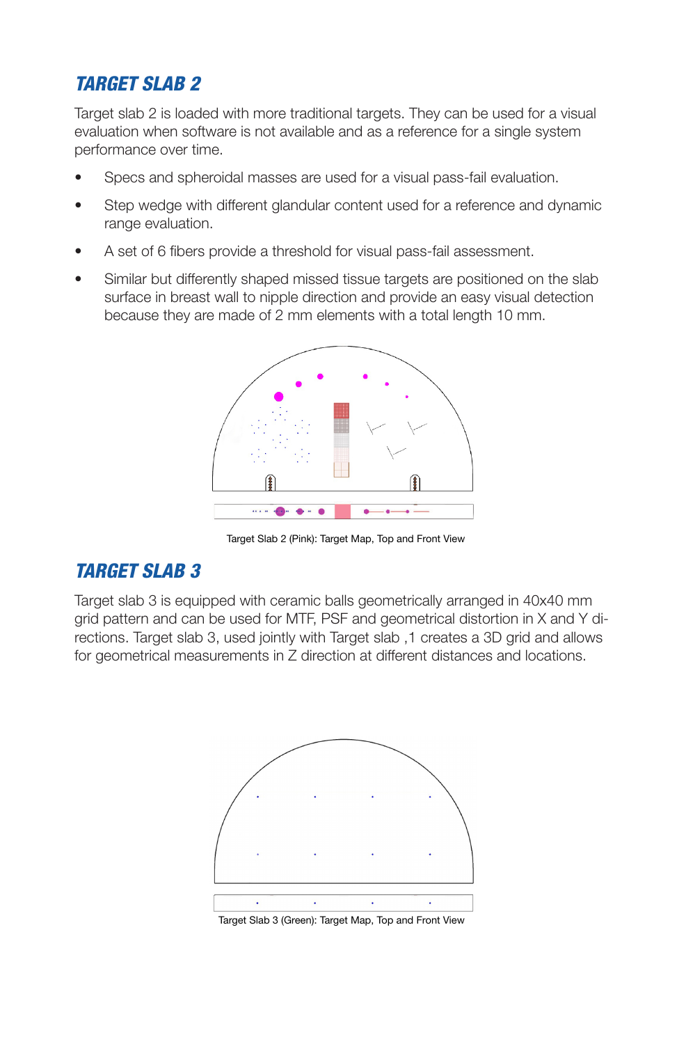## TARGET SLAB 2

Target slab 2 is loaded with more traditional targets. They can be used for a visual evaluation when software is not available and as a reference for a single system performance over time.

- Specs and spheroidal masses are used for a visual pass-fail evaluation.
- Step wedge with different glandular content used for a reference and dynamic range evaluation.
- A set of 6 fibers provide a threshold for visual pass-fail assessment.
- Similar but differently shaped missed tissue targets are positioned on the slab surface in breast wall to nipple direction and provide an easy visual detection because they are made of 2 mm elements with a total length 10 mm.

Target Slab 2 (Pink): Target Map, Top and Front View

## TARGET SLAB 3

Target slab 3 is equipped with ceramic balls geometrically arranged in 40x40 mm grid pattern and can be used for MTF, PSF and geometrical distortion in X and Y directions. Target slab 3, used jointly with Target slab ,1 creates a 3D grid and allows for geometrical measurements in Z direction at different distances and locations.

Target Slab 3 (Green): Target Map, Top and Front View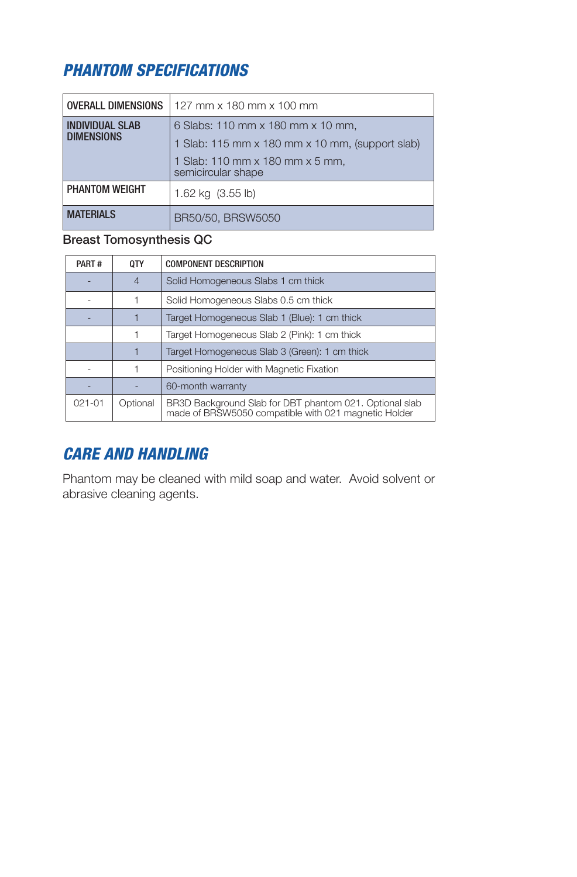## PHANTOM SPECIFICATIONS

| OVERALL DIMENSIONS | 127 mm x 180 mm x 100 mm |
|---|---|
| INDIVIDUAL SLAB DIMENSIONS | 6 Slabs: 110 mm x 180 mm x 10 mm,<br>1 Slab: 115 mm x 180 mm x 10 mm, (support slab)<br>1 Slab: 110 mm x 180 mm x 5 mm, semicircular shape |
| PHANTOM WEIGHT | 1.62 kg (3.55 lb) |
| MATERIALS | BR50/50, BRSW5050 |

Breast Tomosynthesis QC

| PART # | QTY | COMPONENT DESCRIPTION |
|---|---|---|
| - | 4 | Solid Homogeneous Slabs 1 cm thick |
| - | 1 | Solid Homogeneous Slabs 0.5 cm thick |
| - | 1 | Target Homogeneous Slab 1 (Blue): 1 cm thick |
| | 1 | Target Homogeneous Slab 2 (Pink): 1 cm thick |
| | 1 | Target Homogeneous Slab 3 (Green): 1 cm thick |
| - | 1 | Positioning Holder with Magnetic Fixation |
| - | - | 60-month warranty |
| 021-01 | Optional | BR3D Background Slab for DBT phantom 021. Optional slab made of BRSW5050 compatible with 021 magnetic Holder |

## CARE AND HANDLING

Phantom may be cleaned with mild soap and water. Avoid solvent or abrasive cleaning agents.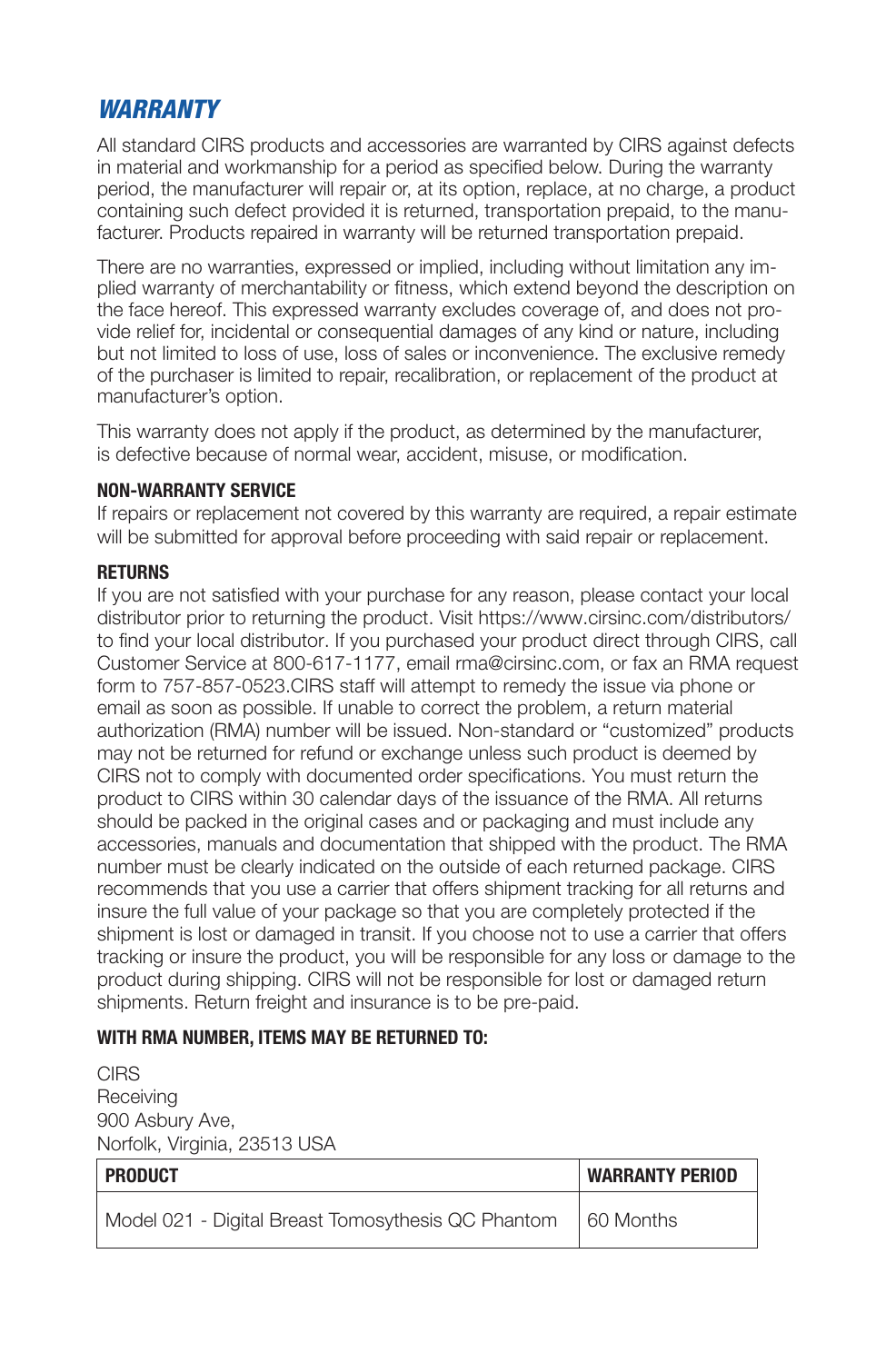## *WARRANTY*

All standard CIRS products and accessories are warranted by CIRS against defects in material and workmanship for a period as specified below. During the warranty period, the manufacturer will repair or, at its option, replace, at no charge, a product containing such defect provided it is returned, transportation prepaid, to the manufacturer. Products repaired in warranty will be returned transportation prepaid.

There are no warranties, expressed or implied, including without limitation any implied warranty of merchantability or fitness, which extend beyond the description on the face hereof. This expressed warranty excludes coverage of, and does not provide relief for, incidental or consequential damages of any kind or nature, including but not limited to loss of use, loss of sales or inconvenience. The exclusive remedy of the purchaser is limited to repair, recalibration, or replacement of the product at manufacturer's option.

This warranty does not apply if the product, as determined by the manufacturer, is defective because of normal wear, accident, misuse, or modification.

**NON-WARRANTY SERVICE**

If repairs or replacement not covered by this warranty are required, a repair estimate will be submitted for approval before proceeding with said repair or replacement.

**RETURNS**

If you are not satisfied with your purchase for any reason, please contact your local distributor prior to returning the product. Visit https://www.cirsinc.com/distributors/ to find your local distributor. If you purchased your product direct through CIRS, call Customer Service at 800-617-1177, email rma@cirsinc.com, or fax an RMA request form to 757-857-0523.CIRS staff will attempt to remedy the issue via phone or email as soon as possible. If unable to correct the problem, a return material authorization (RMA) number will be issued. Non-standard or "customized" products may not be returned for refund or exchange unless such product is deemed by CIRS not to comply with documented order specifications. You must return the product to CIRS within 30 calendar days of the issuance of the RMA. All returns should be packed in the original cases and or packaging and must include any accessories, manuals and documentation that shipped with the product. The RMA number must be clearly indicated on the outside of each returned package. CIRS recommends that you use a carrier that offers shipment tracking for all returns and insure the full value of your package so that you are completely protected if the shipment is lost or damaged in transit. If you choose not to use a carrier that offers tracking or insure the product, you will be responsible for any loss or damage to the product during shipping. CIRS will not be responsible for lost or damaged return shipments. Return freight and insurance is to be pre-paid.

**WITH RMA NUMBER, ITEMS MAY BE RETURNED TO:**

CIRS
Receiving
900 Asbury Ave,
Norfolk, Virginia, 23513 USA

| PRODUCT | WARRANTY PERIOD |
|---|---|
| Model 021 - Digital Breast Tomosythesis QC Phantom | 60 Months |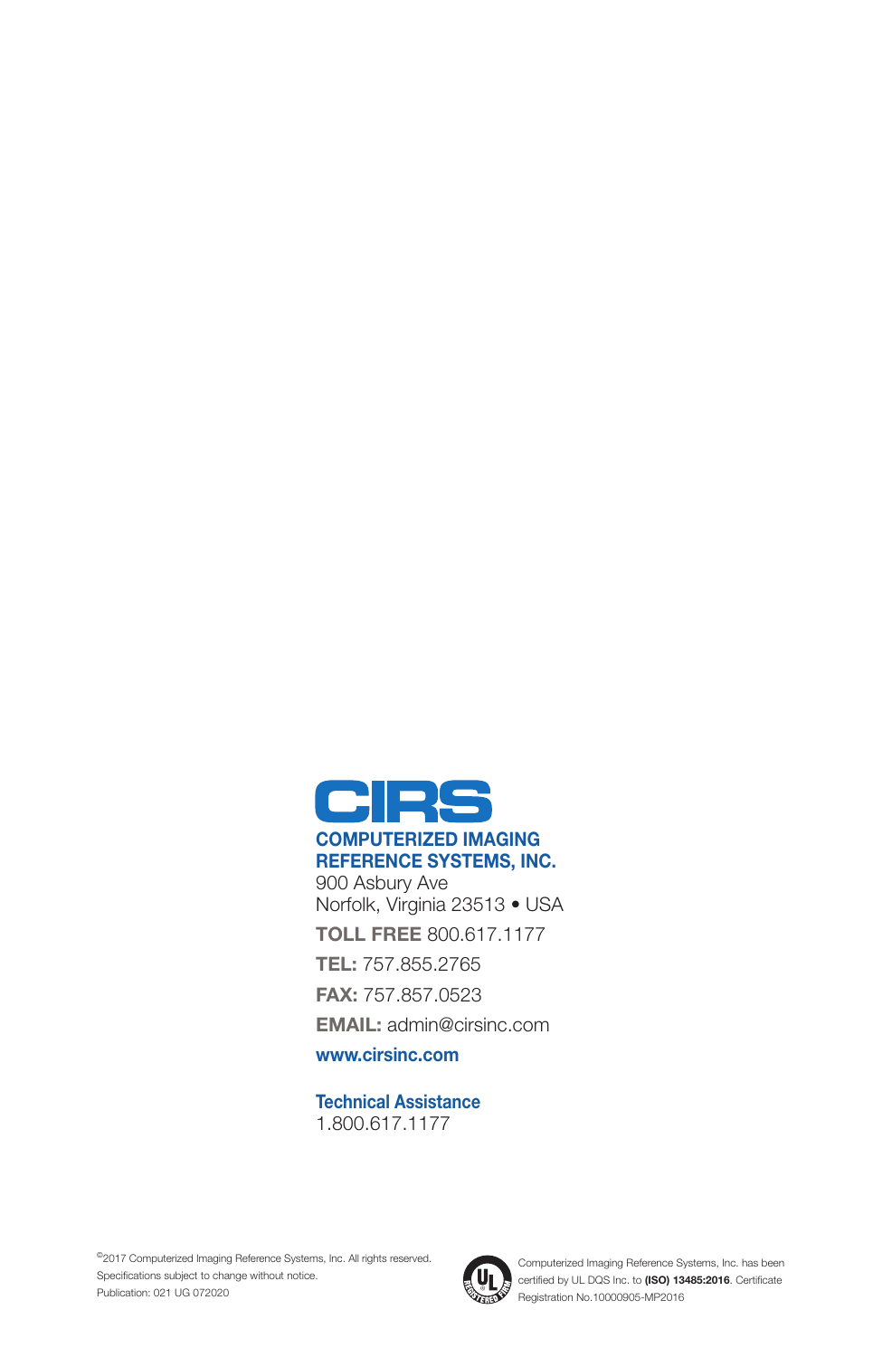**CIRS**

**COMPUTERIZED IMAGING REFERENCE SYSTEMS, INC.**

900 Asbury Ave
Norfolk, Virginia 23513 • USA

**TOLL FREE** 800.617.1177

**TEL:** 757.855.2765

**FAX:** 757.857.0523

**EMAIL:** admin@cirsinc.com

**www.cirsinc.com**

**Technical Assistance**
1.800.617.1177

©2017 Computerized Imaging Reference Systems, Inc. All rights reserved.
Specifications subject to change without notice.
Publication: 021 UG 072020

Computerized Imaging Reference Systems, Inc. has been certified by UL DQS Inc. to **(ISO) 13485:2016**. Certificate Registration No.10000905-MP2016